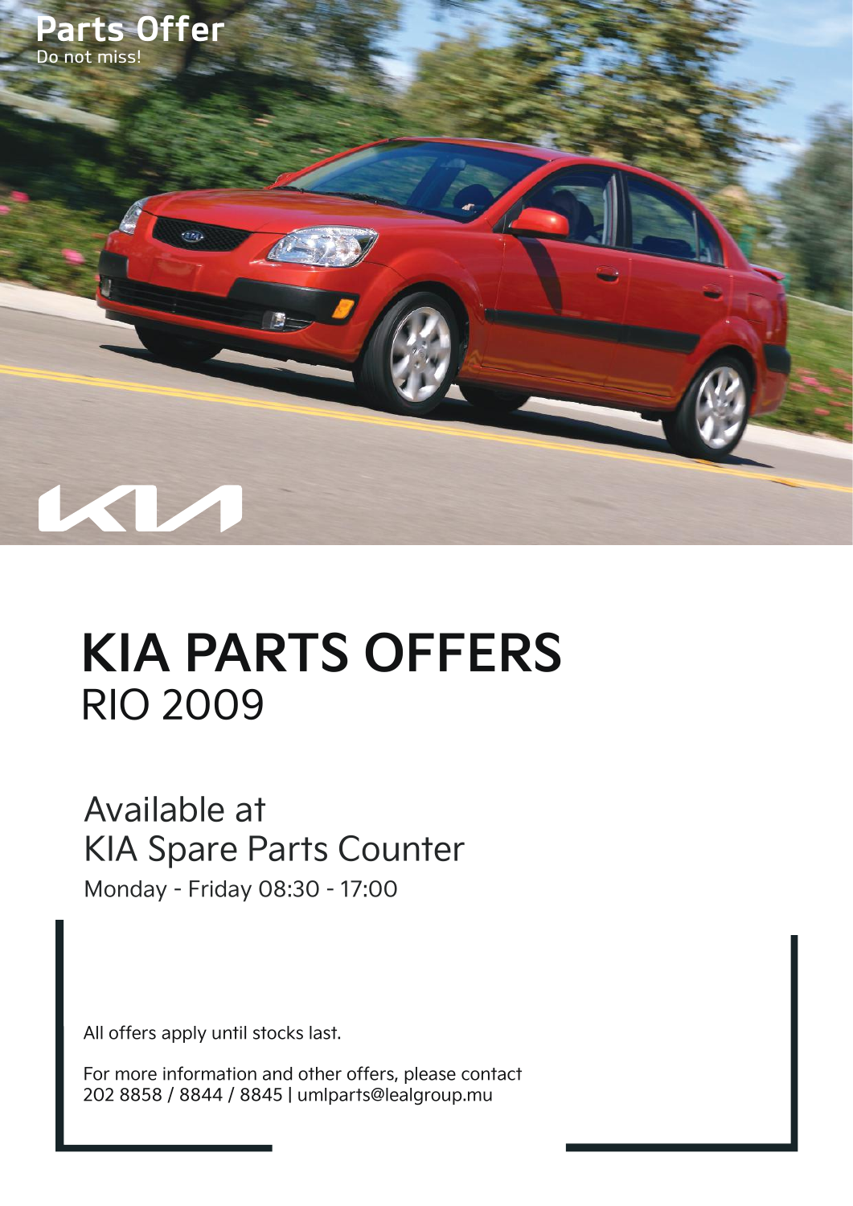Parts Offer

Do not miss!

# KIA PARTS OFFERS

## RIO 2009

Available at
KIA Spare Parts Counter

Monday - Friday 08:30 - 17:00

All offers apply until stocks last.

For more information and other offers, please contact
202 8858 / 8844 / 8845 | umlparts@lealgroup.mu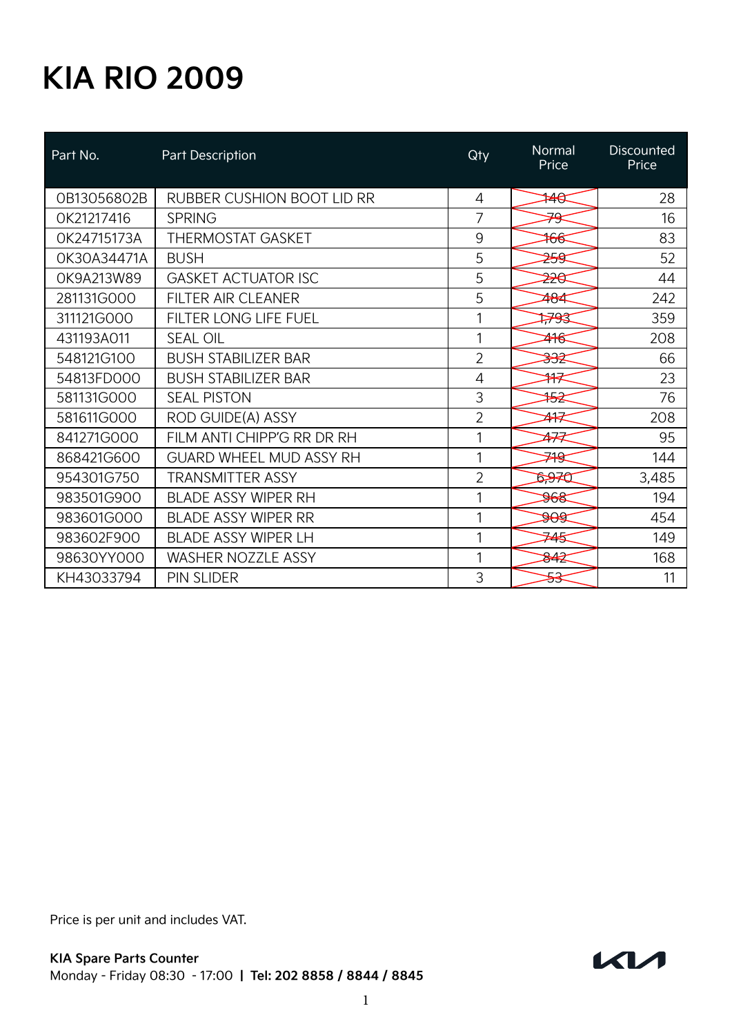# KIA RIO 2009

| Part No. | Part Description | Qty | Normal Price | Discounted Price |
|---|---|---|---|---|
| 0B13056802B | RUBBER CUSHION BOOT LID RR | 4 | ~~140~~ | 28 |
| 0K21217416 | SPRING | 7 | ~~79~~ | 16 |
| 0K24715173A | THERMOSTAT GASKET | 9 | ~~166~~ | 83 |
| 0K30A34471A | BUSH | 5 | ~~259~~ | 52 |
| 0K9A213W89 | GASKET ACTUATOR ISC | 5 | ~~220~~ | 44 |
| 281131G000 | FILTER AIR CLEANER | 5 | ~~484~~ | 242 |
| 311121G000 | FILTER LONG LIFE FUEL | 1 | ~~1,793~~ | 359 |
| 431193A011 | SEAL OIL | 1 | ~~416~~ | 208 |
| 548121G100 | BUSH STABILIZER BAR | 2 | ~~332~~ | 66 |
| 54813FD000 | BUSH STABILIZER BAR | 4 | ~~117~~ | 23 |
| 581131G000 | SEAL PISTON | 3 | ~~152~~ | 76 |
| 581611G000 | ROD GUIDE(A) ASSY | 2 | ~~417~~ | 208 |
| 841271G000 | FILM ANTI CHIPP'G RR DR RH | 1 | ~~477~~ | 95 |
| 868421G600 | GUARD WHEEL MUD ASSY RH | 1 | ~~719~~ | 144 |
| 954301G750 | TRANSMITTER ASSY | 2 | ~~6,970~~ | 3,485 |
| 983501G900 | BLADE ASSY WIPER RH | 1 | ~~968~~ | 194 |
| 983601G000 | BLADE ASSY WIPER RR | 1 | ~~909~~ | 454 |
| 983602F900 | BLADE ASSY WIPER LH | 1 | ~~745~~ | 149 |
| 98630YY000 | WASHER NOZZLE ASSY | 1 | ~~842~~ | 168 |
| KH43033794 | PIN SLIDER | 3 | ~~53~~ | 11 |

Price is per unit and includes VAT.

**KIA Spare Parts Counter**
Monday - Friday 08:30 - 17:00 **| Tel: 202 8858 / 8844 / 8845**